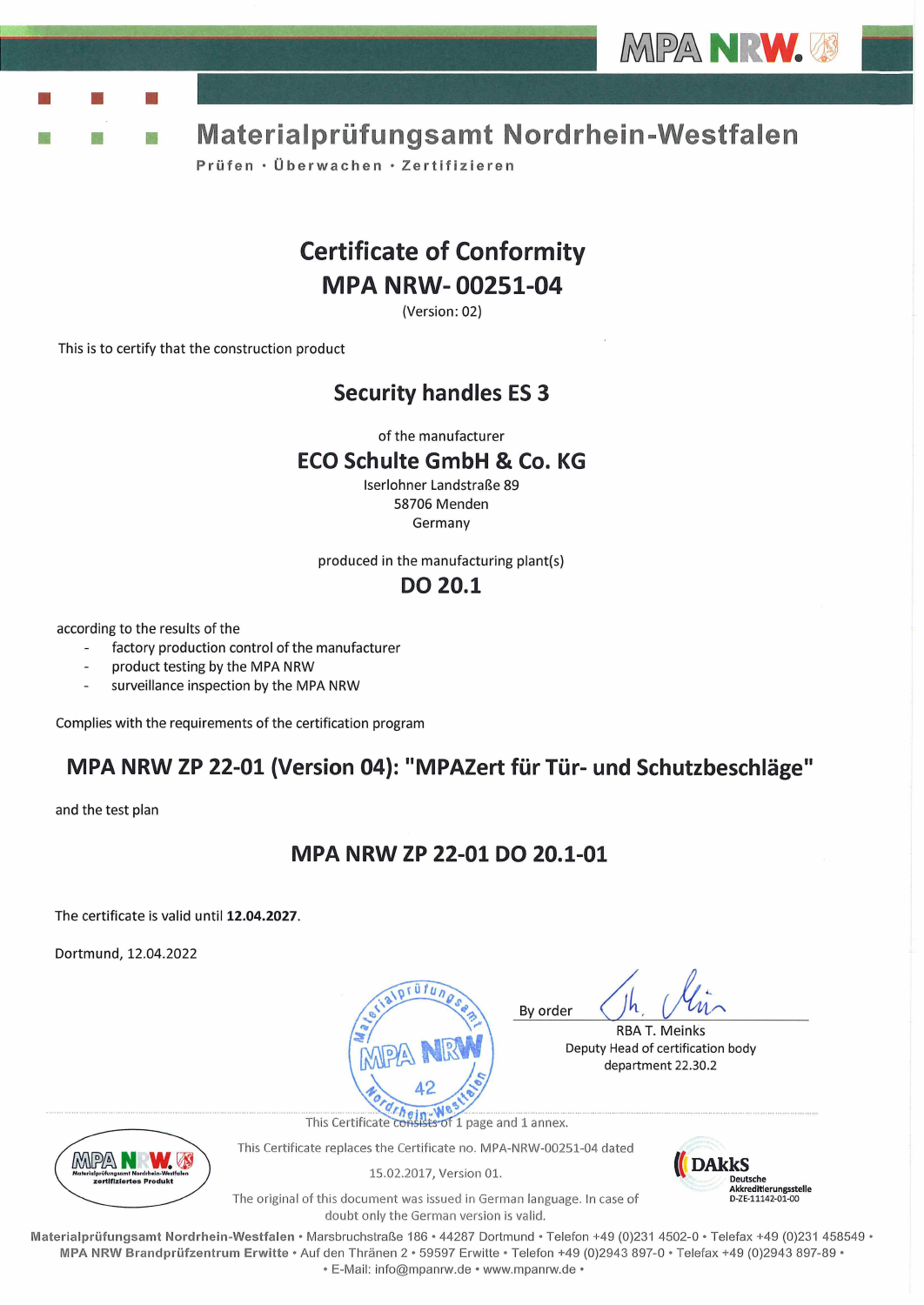MPA NRW.

# Materialprüfungsamt Nordrhein-Westfalen

Prüfen • Überwachen • Zertifizieren

# Certificate of Conformity
# MPA NRW- 00251-04

(Version: 02)

This is to certify that the construction product

## Security handles ES 3

of the manufacturer

## ECO Schulte GmbH & Co. KG

Iserlohner Landstraße 89
58706 Menden
Germany

produced in the manufacturing plant(s)

## DO 20.1

according to the results of the

- factory production control of the manufacturer
- product testing by the MPA NRW
- surveillance inspection by the MPA NRW

Complies with the requirements of the certification program

## MPA NRW ZP 22-01 (Version 04): "MPAZert für Tür- und Schutzbeschläge"

and the test plan

## MPA NRW ZP 22-01 DO 20.1-01

The certificate is valid until **12.04.2027**.

Dortmund, 12.04.2022

Materialprüfungsamt MPA NRW 42 Nordrhein-Westfalen

By order

RBA T. Meinks
Deputy Head of certification body
department 22.30.2

This Certificate consists of 1 page and 1 annex.

This Certificate replaces the Certificate no. MPA-NRW-00251-04 dated 15.02.2017, Version 01.

The original of this document was issued in German language. In case of doubt only the German version is valid.

MPA NRW Materialprüfungsamt Nordrhein-Westfalen zertifiziertes Produkt

DAkkS Deutsche Akkreditierungsstelle D-ZE-11142-01-00

Materialprüfungsamt Nordrhein-Westfalen • Marsbruchstraße 186 • 44287 Dortmund • Telefon +49 (0)231 4502-0 • Telefax +49 (0)231 458549 •
MPA NRW Brandprüfzentrum Erwitte • Auf den Thränen 2 • 59597 Erwitte • Telefon +49 (0)2943 897-0 • Telefax +49 (0)2943 897-89 •
• E-Mail: info@mpanrw.de • www.mpanrw.de •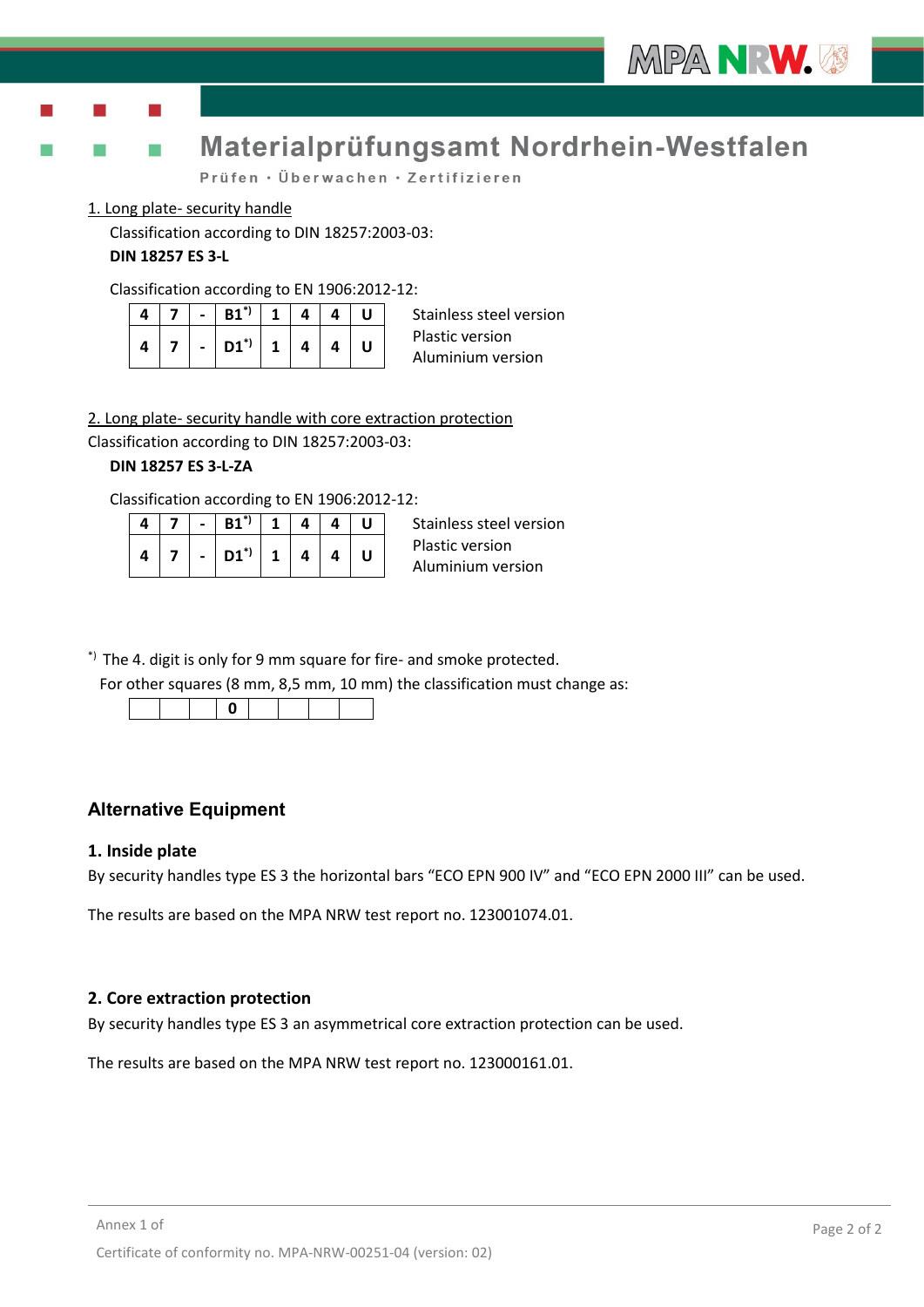1. Long plate- security handle

Classification according to DIN 18257:2003-03:

**DIN 18257 ES 3-L**

Classification according to EN 1906:2012-12:

| | | | | | | | | |
|---|---|---|---|---|---|---|---|---|
| 4 | 7 | - | B1*) | 1 | 4 | 4 | U | Stainless steel version |
| 4 | 7 | - | D1*) | 1 | 4 | 4 | U | Plastic version<br>Aluminium version |

2. Long plate- security handle with core extraction protection

Classification according to DIN 18257:2003-03:

**DIN 18257 ES 3-L-ZA**

Classification according to EN 1906:2012-12:

| | | | | | | | | |
|---|---|---|---|---|---|---|---|---|
| 4 | 7 | - | B1*) | 1 | 4 | 4 | U | Stainless steel version |
| 4 | 7 | - | D1*) | 1 | 4 | 4 | U | Plastic version<br>Aluminium version |

*) The 4. digit is only for 9 mm square for fire- and smoke protected.
For other squares (8 mm, 8,5 mm, 10 mm) the classification must change as:

| | | | | | | | |
|---|---|---|---|---|---|---|---|
| | | | 0 | | | | |

## Alternative Equipment

### 1. Inside plate

By security handles type ES 3 the horizontal bars “ECO EPN 900 IV” and “ECO EPN 2000 III” can be used.

The results are based on the MPA NRW test report no. 123001074.01.

### 2. Core extraction protection

By security handles type ES 3 an asymmetrical core extraction protection can be used.

The results are based on the MPA NRW test report no. 123000161.01.